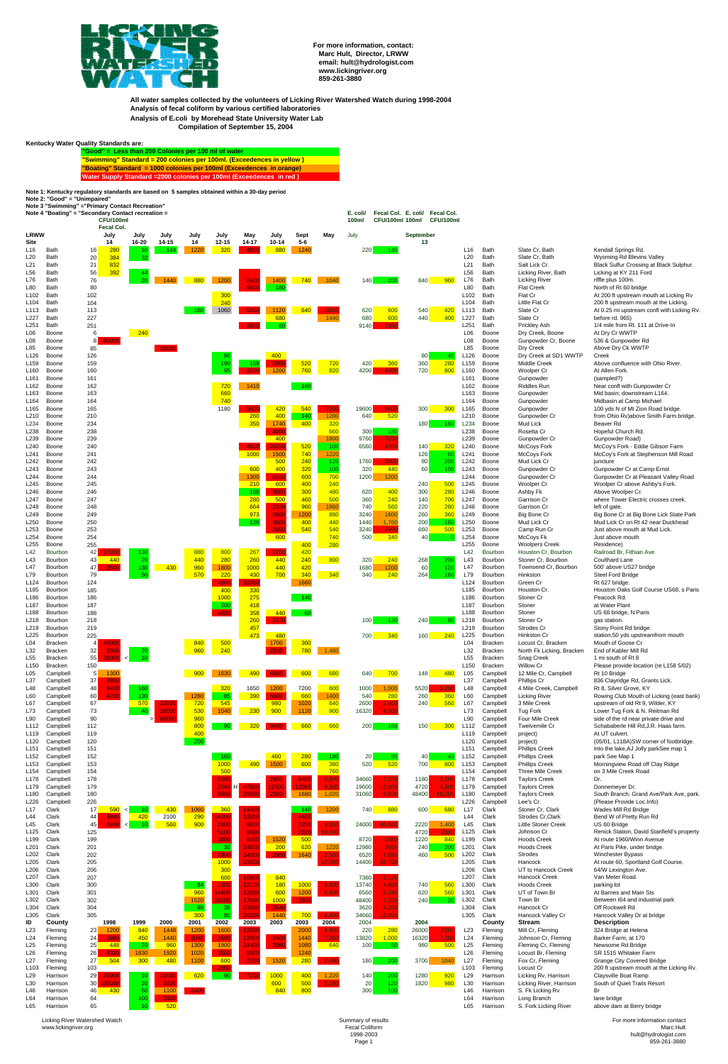For more information, contact:
Marc Hult, Director, LRWW
email: hult@hydrologist.com
www.lickingriver.org
859-261-3880

**All water samples collected by the volunteers of Licking River Watershed Watch during 1998-2004**
**Analysis of fecal coliform by various certified laboratories**
**Analysis of E.coli by Morehead State University Water Lab**
**Compilation of September 15, 2004**

**Kentucky Water Quality Standards are:**

- "Good" = Less than 200 Colonies per 100 ml of water
- "Swimming" Standard = 200 colonies per 100ml. (Exceedences in yellow)
- "Boating" Standard = 1000 colonies per 100ml (Exceedences in orange)
- Water Supply Standard =2000 colonies per 100ml (Exceedences in red)

Note 1: Kentucky regulatory standards are based on 5 samples obtained within a 30-day period
Note 2: "Good" = "Unimpaired"
Note 3 "Swimming" ="Primary Contact Recreation"
Note 4 "Boating" = "Secondary Contact recreation" =

| LRWW Site | | | CFU/100ml Fecal Col. July 14 | July 16-20 | July 14-15 | July 14 | July 12-15 | May 14-17 | July 10-14 | Sept 5-6 | May | E. coli/100ml July | Fecal Col. CFU/100ml | E. coli/100ml September 13 | Fecal Col. CFU/100ml | | | | |
|---|---|---|---|---|---|---|---|---|---|---|---|---|---|---|---|---|---|---|---|
| L16 | Bath | 16 | 280 | 10 | 144 | 1220 | 320 | 4600 | 880 | 1240 | | 220 | 140 | | | L16 | Bath | Slate Cr, Bath | Kendall Springs Rd. |
| L20 | Bath | 20 | 384 | 32 | | | | | | | | | | | | L20 | Bath | Slate Cr, Bath | Wyoming Rd Blevins Valley |
| L21 | Bath | 21 | 832 | | | | | | | | | | | | | L21 | Bath | Salt Lick Cr. | Black Sulfur Crossing at Black Sulphur. |
| L56 | Bath | 56 | 392 | 44 | | | | | | | | | | | | L56 | Bath | Licking River, Bath | Licking at KY 211 Ford |
| L76 | Bath | 76 | | 20 | 1440 | 880 | 1200 | 2400 | 1400 | 740 | 1040 | 140 | 200 | 840 | 960 | L76 | Bath | Licking River | riffle plus 100m. |
| L80 | Bath | 80 | | | | | | 9800 | 180 | | | | | | | L80 | Bath | Flat Creek | North of Rt 60 bridge |
| L102 | Bath | 102 | | | | | 300 | | | | | | | | | L102 | Bath | Flat Cr | At 200 ft upstream mouth at Licking Rv |
| L104 | Bath | 104 | | | | | 240 | | | | | | | | | L104 | Bath | Little Flat Cr | 200 ft upstream mouth at the Licking. |
| L113 | Bath | 113 | | | | 160 | 1060 | 5600 | 1120 | 640 | 3600 | 620 | 600 | 540 | 420 | L113 | Bath | Slate Cr | At 0.25 mi upstream confl with Licking Rv. |
| L227 | Bath | 227 | | | | | | | 680 | | 1440 | 680 | 600 | 440 | 400 | L227 | Bath | Slate Cr | before rd. 965) |
| L251 | Bath | 251 | | | | | | 4600 | 60 | | | 9140 | 2400 | | | L251 | Bath | Prickley Ash | 1/4 mile from Rt. 111 at Drive-In |
| L06 | Boone | 6 | | 240 | | | | | | | | | | | | L06 | Boone | Dry Creek, Boone | At Dry Cr WWTP |
| L08 | Boone | 8 | 80000 | | | | | | | | | | | | | L08 | Boone | Gunpowder Cr, Boone | 536 & Gunpowder Rd |
| L85 | Boone | 85 | | | 27000 | | | | | | | | | | | L85 | Boone | Dry Creek | Above Dry Ck WWTP |
| L126 | Boone | 126 | | | | | 90 | | 400 | | | | | 80 | 40 | L126 | Boone | Dry Creek at SD1 WWTP | Creek |
| L159 | Boone | 159 | | | | | 190 | 159 | 2900 | 520 | 720 | 420 | 360 | 360 | 280 | L159 | Boone | Middle Creek | Above confluence with Ohio River. |
| L160 | Boone | 160 | | | | | 95 | 3200 | 1200 | 760 | 820 | 4200 | 4400 | 720 | 800 | L160 | Boone | Woolper Cr | At Allen Fork. |
| L161 | Boone | 161 | | | | | | | | | | | | | | L161 | Boone | Gunpowder | (sampled?) |
| L162 | Boone | 162 | | | | | 720 | 1410 | | 160 | | | | | | L162 | Boone | Riddles Run | Near confl with Gunpowder Cr |
| L163 | Boone | 163 | | | | | 660 | | | | | | | | | L163 | Boone | Gunpowder | Mid basin; downstream L164. |
| L164 | Boone | 164 | | | | | 740 | | | | | | | | | L164 | Boone | Gunpowder | Midbasin at Camp Michael |
| L165 | Boone | 165 | | | | | 1180 | 9600 | 420 | 540 | 7200 | 19600 | 9600 | 300 | 300 | L165 | Boone | Gunpowder | 100 yds N of Mt Zion Road bridge. |
| L210 | Boone | 210 | | | | | | 260 | 400 | 140 | 1280 | 640 | 520 | | | L210 | Boone | Gunpowder Cr | from Ohio Rv)above Smith Farm bridge. |
| L234 | Boone | 234 | | | | | | 350 | 1740 | 400 | 320 | | | 180 | 160 | L234 | Boone | Mud Lick | Beaver Rd |
| L238 | Boone | 238 | | | | | | | 4000 | | 660 | 300 | 180 | | | L238 | Boone | Rosetta Cr | Hopeful Church Rd. |
| L239 | Boone | 239 | | | | | | | 400 | | 1800 | 9760 | 7200 | | | L239 | Boone | Gunpowder Cr | Gunpowder Road) |
| L240 | Boone | 240 | | | | | | 4500 | 26200 | 520 | 100 | 6560 | 4200 | 140 | 320 | L240 | Boone | McCoys Fork | McCoy's Fork - Eddie Gibson Farm |
| L241 | Boone | 241 | | | | | | 1000 | 1500 | 740 | 1220 | | | 126 | 60 | L241 | Boone | McCoys Fork | McCoy's Fork at Stephenson Mill Road |
| L242 | Boone | 242 | | | | | | | 500 | 240 | 120 | 1760 | 2800 | 80 | 200 | L242 | Boone | Mud Lick Cr | juncture |
| L243 | Boone | 243 | | | | | | 600 | 400 | 320 | 100 | 320 | 440 | 60 | 100 | L243 | Boone | Gunpowder Cr | Gunpowder Cr at Camp Ernst |
| L244 | Boone | 244 | | | | | | 1300 | 5100 | 600 | 700 | 1200 | 1200 | | | L244 | Boone | Gunpowder Cr | Gunpowder Cr at Pleasant Valley Road |
| L245 | Boone | 245 | | | | | | 210 | 600 | 400 | 240 | | | 240 | 500 | L245 | Boone | Woolper Cr | Woolper Cr above Ashby's Fork. |
| L246 | Boone | 246 | | | | | | 160 | 3000 | 300 | 480 | 620 | 400 | 300 | 280 | L246 | Boone | Ashby Fk | Above Woolper Cr. |
| L247 | Boone | 247 | | | | | | 280 | 500 | 460 | 500 | 360 | 240 | 140 | 700 | L247 | Boone | Garrison Cr | where Tower Electric crosses creek. |
| L248 | Boone | 248 | | | | | | 664 | 2100 | 960 | 1960 | 740 | 560 | 220 | 280 | L248 | Boone | Garrison Cr | left of gate. |
| L249 | Boone | 249 | | | | | | 973 | 2500 | 1200 | 880 | 3240 | 1600 | 260 | 360 | L249 | Boone | Big Bone Cr | Big Bone Cr at Big Bone Lick State Park |
| L250 | Boone | 250 | | | | | | 120 | 2600 | 400 | 440 | 1440 | 1,760 | 200 | 160 | L250 | Boone | Mud Lick Cr | Mud Lick Cr on Rt 42 near Duckhead |
| L253 | Boone | 253 | | | | | | | 2500 | 540 | 540 | 3240 | 2400 | 660 | 500 | L253 | Boone | Camp Run Cr | Just above mouth at Mud Lick. |
| L254 | Boone | 254 | | | | | | | 600 | | 740 | 500 | 340 | 40 | 0 | L254 | Boone | McCoys Fk | Just above mouth |
| L255 | Boone | 255 | | | | | | | | 400 | 280 | | | | | L255 | Boone | Woolpers Creek | Residence) |
| L42 | Bourbon | 42 | 17000 | 130 | | 880 | 800 | 267 | 2200 | 420 | | | | | | L42 | Bourbon | Houston Cr, Bourbon | Railroad Br, Fithian Ave |
| L43 | Bourbon | 43 | 440 | 70 | | 440 | 280 | 260 | 440 | 240 | 800 | 320 | 240 | 268 | 200 | L43 | Bourbon | Stoner Cr, Bourbon | Coulthard Lane |
| L47 | Bourbon | 47 | 2500 | 130 | 430 | 960 | 1800 | 1000 | 440 | 420 | | 1680 | 1200 | 60 | 120 | L47 | Bourbon | Townsend Cr, Bourbon | 500' above US27 bridge |
| L79 | Bourbon | 79 | | 50 | | 570 | 220 | 430 | 700 | 340 | 340 | 340 | 240 | 264 | 160 | L79 | Bourbon | Hinkston | Steel Ford Bridge |
| L124 | Bourbon | 124 | | | | | 4800 | 10000 | | 1660 | | | | | | L124 | Bourbon | Green Cr | Rt 627 bridge. |
| L185 | Bourbon | 185 | | | | | 400 | 330 | | | | | | | | L185 | Bourbon | Houston Cr. | Houston Oaks Golf Course US68, s Paris |
| L186 | Bourbon | 186 | | | | | 1000 | 275 | | 140 | | | | | | L186 | Bourbon | Stoner Cr | Peacock Rd. |
| L187 | Bourbon | 187 | | | | | 200 | 418 | | | | | | | | L187 | Bourbon | Stoner | at Water Plant |
| L188 | Bourbon | 188 | | | | | 4800 | 358 | 440 | 60 | | | | | | L188 | Bourbon | Stoner | US 68 bridge, N Paris |
| L218 | Bourbon | 218 | | | | | | 260 | 2100 | | | 100 | 120 | 240 | 80 | L218 | Bourbon | Stoner Cr | gas station. |
| L219 | Bourbon | 219 | | | | | | 457 | | | | | | | | L219 | Bourbon | Strodes Cr | Stony Point Rd bridge. |
| L225 | Bourbon | 225 | | | | | | 473 | 480 | | | 700 | 340 | 160 | 240 | L225 | Bourbon | Hinkston Cr | station;50 yds upstreamfrom mouth |
| L04 | Bracken | 4 | 46000 | | | 840 | 500 | | 1700 | 360 | | | | | | L04 | Bracken | Locust Cr, Bracken | Mouth of Goose Cr |
| L32 | Bracken | 32 | 6300 | 70 | | 960 | 240 | | 2200 | 780 | 1,480 | | | | | L32 | Bracken | North Fk Licking, Bracken | End of Kabler Mill Rd |
| L55 | Bracken | 55 | 36000 | < 10 | | | | | | | | | | | | L55 | Bracken | Snag Creek | 1 mi south of Rt 8 |
| L150 | Bracken | 150 | | | | | | | | | | | | | | L150 | Bracken | Willow Cr | Please provide location (re L158 5/02) |
| L05 | Campbell | 5 | 1300 | | | 900 | 1630 | 490 | 5900 | 600 | 680 | 640 | 700 | 148 | 480 | L05 | Campbell | 12 Mile Cr, Campbell | Rt 10 Bridge |
| L37 | Campbell | 37 | 2800 | | | | | | | | | | | | | L37 | Campbell | Phillips Cr | 836 Clayridge Rd, Grants Lick. |
| L48 | Campbell | 48 | 6400 | 160 | | | 320 | 1650 | 1200 | 7200 | 600 | 1000 | 1,000 | 5520 | 3,200 | L48 | Campbell | 4 Mile Creek, Campbell | Rt 8, Silver Grove, KY |
| L60 | Campbell | 60 | 4700 | 130 | | 1280 | 85 | 390 | 5800 | 660 | 1400 | 540 | 280 | 260 | 360 | L60 | Campbell | Licking River | Rowing Club Mouth of Licking (east bank) |
| L67 | Campbell | 67 | | 570 | 32000 | 720 | 545 | 980 | 1020 | 640 | | 2600 | 2,400 | 240 | 560 | L67 | Campbell | 3 Mile Creek | upstream of old Rt 9, Wilder, KY |
| L73 | Campbell | 73 | | 40 | 26000 | 530 | 1040 | 230 | 900 | 1120 | 900 | 16320 | 4,000 | | | L73 | Campbell | Tug Fork | Lower Tug Fork & N. Reitman Rd |
| L90 | Campbell | 90 | | > | 60000 | 960 | | | | | | | | | | L90 | Campbell | Four Mile Creek | side of the rd near private drive and |
| L112 | Campbell | 112 | | | | 800 | 90 | 320 | 9400 | 660 | 660 | 200 | 160 | 150 | 300 | L112 | Campbell | Twelvemile Cr | Schababerle Hill Rd,J.R. Haas farm. |
| L119 | Campbell | 119 | | | | 400 | | | | | | | | | | L119 | Campbell | project) | At UT culvert. |
| L120 | Campbell | 120 | | | | 200 | | | | | | | | | | L120 | Campbell | project) | (05/01, L118A)SW corner of footbridge. |
| L151 | Campbell | 151 | | | | | | | | | | | | | | L151 | Campbell | Phillips Creek | Into the lake,AJ Jolly parkSee map 1 |
| L152 | Campbell | 152 | | | | | 160 | | 460 | 280 | 180 | 20 | 80 | 40 | 40 | L152 | Campbell | Phillips Creek | park See map 1 |
| L153 | Campbell | 153 | | | | | 1000 | 490 | 1500 | 600 | 380 | 520 | 520 | 700 | 800 | L153 | Campbell | Phillips Creek | Morningview Road off Clay Ridge |
| L154 | Campbell | 154 | | | | | 500 | | | | 760 | | | | | L154 | Campbell | Three Mile Creek | on 3 Mile Creek Road |
| L178 | Campbell | 178 | | | | | 2600 | | 2900 | 6400 | 8,500 | 34660 | 7,200 | 1180 | 2,200 | L178 | Campbell | Taylors Creek | Dr. |
| L179 | Campbell | 179 | | | | | 2680 H | 47000 | 12600 | 12000 | 9,300 | 19600 | 12,000 | 4720 | 4,800 | L179 | Campbell | Taylors Creek | Donnemeyer Dr. |
| L180 | Campbell | 180 | | | | | 6860 | 29000 | 2300 | 1680 | 1,020 | 31060 | 5,600 | 48400 | 15,200 | L180 | Campbell | Taylors Creek | South Branch, Grand Ave/Park Ave, park. |
| L226 | Campbell | 226 | | | | | | | | | | | | | | L226 | Campbell | Lee's Cr. | (Please Provide Loc.Info) |
| L17 | Clark | 17 | 590 | < 10 | 430 | 1080 | 360 | 14400 | | 140 | 1200 | 740 | 880 | 600 | 680 | L17 | Clark | Stoner Cr, Clark | Wades Mill Rd Bridge |
| L44 | Clark | 44 | 3640 | 420 | 2100 | 290 | 14200 | 12000 | | 4400 | | | | | | L44 | Clark | Strodes Cr,Clark | Bend W of Pretty Run Rd |
| L45 | Clark | 45 | 2400 | < 10 | 560 | 900 | 2400 | 9600 | | 2200 | 3,000 | 24000 | 60,800 | 2220 | 1,400 | L45 | Clark | Little Stoner Creek | US 60 Bridge |
| L125 | Clark | 125 | | | | | 5100 | 9890 | | 2320 | 6,200 | | | 4720 | 2960 | L125 | Clark | Johnson Cr | Renick Station, David Stanfield's property |
| L199 | Clark | 199 | | | | | 3800 | 8400 | 1520 | 500 | | 8720 | 3480 | 1220 | 840 | L199 | Clark | Hoods Creek | At route 1960/Winn Avenue |
| L201 | Clark | 201 | | | | | 30 | 14600 | 200 | 620 | 1220 | 12980 | 3860 | 240 | 200 | L201 | Clark | Hoods Creek | At Paris Pike, under bridge. |
| L202 | Clark | 202 | | | | | 2400 | 24000 | 2900 | 1640 | 2,500 | 6520 | 4,080 | 460 | 500 | L202 | Clark | Strodes | Winchester Bypass |
| L205 | Clark | 205 | | | | | 1000 | 23000 | | | 12,000 | 14400 | 15,700 | | | L205 | Clark | Hancock | At route 60, Sportland Golf Course. |
| L206 | Clark | 206 | | | | | 300 | | | | | | | | | L206 | Clark | UT to Hancock Creek | 64/W Lexington Ave. |
| L207 | Clark | 207 | | | | | 600 | 10800 | 840 | | | 7360 | 2,120 | | | L207 | Clark | Hancock Creek | Van Meter Road. |
| L300 | Clark | 300 | | | | 84 | 7200 | 12100 | 180 | 1000 | 9,600 | 13740 | 4,800 | 740 | 560 | L300 | Clark | Hoods Creek | parking lot |
| L301 | Clark | 301 | | | | 960 | 14400 | 12000 | 600 | 1200 | 5,600 | 6560 | 3,040 | 620 | 560 | L301 | Clark | UT of Town Br | At Barnes and Main Sts |
| L302 | Clark | 302 | | | | 1520 | 19200 | 17000 | 1000 | 2300 | | 48400 | 7,200 | 240 | 20 | L302 | Clark | Town Br | Between I64 and industrial park |
| L304 | Clark | 304 | | | | 80 | 36 | 21000 | 2640 | | | 3620 | 4,200 | | | L304 | Clark | Hancock Cr | Off Rockwell Rd |
| L305 | Clark | 305 | | | | 300 | 80 | 20000 | 1440 | 700 | 3,400 | 34660 | 12,000 | | | L305 | Clark | Hancock Valley Cr | Hancock Valley Dr at bridge |
| **ID** | **County** | | **1998** | **1999** | **2000** | **2001** | **2002** | **2003** | **2003** | **2003** | **2004** | **2004** | | **2004** | | **ID** | **County** | **Stream** | **Description** |
| L23 | Fleming | 23 | 1200 | 840 | 1448 | 1200 | 1600 | 12000 | | 2000 | 4,800 | 220 | 280 | 26000 | 7200 | L23 | Fleming | Mill Cr, Fleming | 324 Bridge at Helena |
| L24 | Fleming | 24 | 2980 | 450 | 1440 | 2040 | 3600 | 12000 | 2400 | 1440 | 7,200 | 13820 | 1,000 | 16320 | 7,200 | L24 | Fleming | Johnson Cr, Fleming | Barker Farm, at 170 |
| L25 | Fleming | 25 | 448 | 70 | 960 | 1300 | 1900 | 14100 | 2080 | 1080 | 640 | 100 | 60 | 980 | 500 | L25 | Fleming | Fleming Cr, Fleming | Newsome Rd Bridge |
| L26 | Fleming | 26 | 4320 | 1930 | 1920 | 1020 | 3600 | 5000 | | 1240 | | | | | | L26 | Fleming | Locust Br, Fleming | SR 1515 Whitaker Farm |
| L27 | Fleming | 27 | 504 | 300 | 480 | 1100 | 600 | 7200 | 1520 | 280 | 2,480 | 180 | 200 | 3700 | 1040 | L27 | Fleming | Fox Cr, Fleming | Grange City Covered Bridge |
| L103 | Fleming | 103 | | | | | 3600 | | | | | | | | | L103 | Fleming | Locust Cr | 200 ft upstream mouth at the Licking Rv. |
| L29 | Harrison | 29 | 60000 | 10 | 11000 | 620 | 90 | 7200 | 1000 | 400 | 1,220 | 140 | 200 | 1280 | 920 | L29 | Harrison | Licking Rv, Harrison | Claysville Boat Ramp |
| L30 | Harrison | 30 | 100000 | 20 | 3300 | | | | 600 | 500 | 2,030 | 20 | 120 | 1820 | 980 | L30 | Harrison | Licking Rv, Harrison | South of Quiet Trails Resort |
| L46 | Harrison | 46 | 430 | 50 | 1100 | 2460 | | | 840 | 800 | | 300 | 100 | | | L46 | Harrison | S. Fk Licking Rv | Br |
| L64 | Harrison | 64 | | 100 | 2800 | | | | | | | | | | | L64 | Harrison | Long Branch | lane bridge |
| L65 | Harrison | 65 | | 10 | 520 | | | | | | | | | | | L65 | Harrison | S. Fork Licking River | above dam at Berry bridge |

Licking River Watershed Watch
www.lickingriver.org

Summary of results
Fecal Coliform
1998-2003

For more information contact
Marc Hult
hult@hydrologist.com
859-261-3880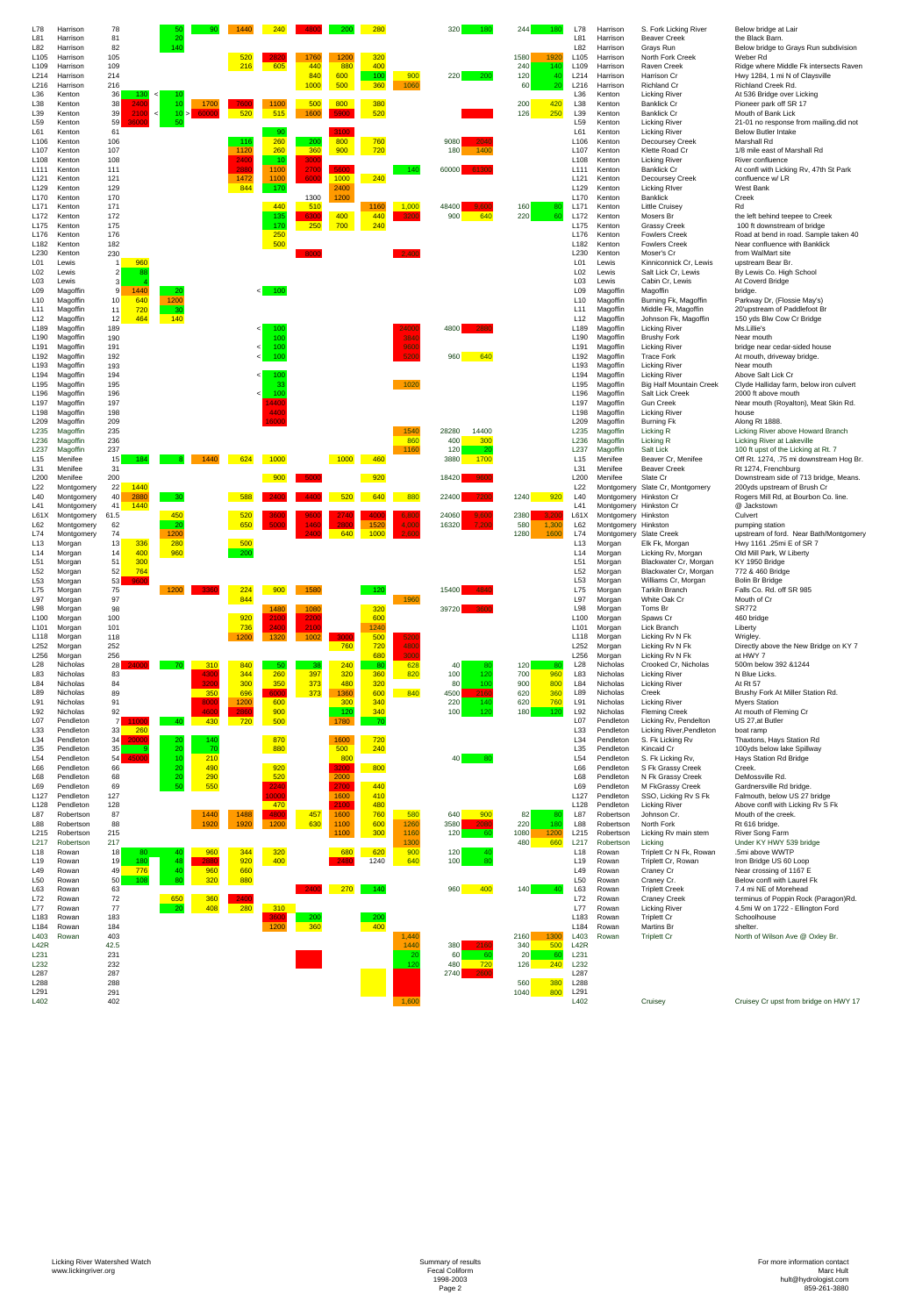| | | | | | | | | | | | | | | | | | | |
|---|---|---|---|---|---|---|---|---|---|---|---|---|---|---|---|---|---|---|---|
| L78 | Harrison | 78 | | 50 | 90 | 1440 | 240 | 4800 | 200 | 280 | | 320 | 180 | 244 | 180 | L78 | Harrison | S. Fork Licking River | Below bridge at Lair |
| L81 | Harrison | 81 | | 20 | | | | | | | | | | | | L81 | Harrison | Beaver Creek | the Black Barn. |
| L82 | Harrison | 82 | | 140 | | | | | | | | | | | | L82 | Harrison | Grays Run | Below bridge to Grays Run subdivision |
| L105 | Harrison | 105 | | | | 520 | 2820 | 1760 | 1200 | 320 | | | | 1580 | 1920 | L105 | Harrison | North Fork Creek | Weber Rd |
| L109 | Harrison | 109 | | | | 216 | 605 | 440 | 880 | 400 | | | | 240 | 140 | L109 | Harrison | Raven Creek | Ridge where Middle Fk intersects Raven |
| L214 | Harrison | 214 | | | | | | 840 | 600 | 100 | 900 | 220 | 200 | 120 | 40 | L214 | Harrison | Harrison Cr | Hwy 1284, 1 mi N. of Claysville |
| L216 | Harrison | 216 | | | | | | 1000 | 500 | 360 | 1060 | | | 60 | 20 | L216 | Harrison | Richland Cr | Richland Creek Rd. |
| L36 | Kenton | 36 | 130 | <10 | | | | | | | | | | | | L36 | Kenton | Licking River | At 536 Bridge over Licking |
| L38 | Kenton | 38 | 2400 | 10 | 1700 | 7600 | 1100 | 500 | 800 | 380 | | | | 200 | 420 | L38 | Kenton | Banklick Cr | Pioneer park off SR 17 |
| L39 | Kenton | 39 | 2100 | <10 | >60000 | 520 | 515 | 1600 | 5900 | 520 | | | | 126 | 250 | L39 | Kenton | Banklick Cr | Mouth of Bank Lick |
| L59 | Kenton | 59 | 36000 | 50 | | | | | | | | | | | | L59 | Kenton | Licking River | 21-01 no response from mailing.did not |
| L61 | Kenton | 61 | | | | | 90 | | 3100 | | | | | | | L61 | Kenton | Licking River | Below Butler Intake |
| L106 | Kenton | 106 | | | | 116 | 260 | 200 | 800 | 760 | | 9080 | 2640 | | | L106 | Kenton | Decoursey Creek | Marshall Rd |
| L107 | Kenton | 107 | | | | 1120 | 260 | 360 | 900 | 720 | | 180 | 1400 | | | L107 | Kenton | Klette Road Cr | 1/8 mile east of Marshall Rd |
| L108 | Kenton | 108 | | | | 2400 | 10 | 3000 | | | | | | | | L108 | Kenton | Licking River | River confluence |
| L111 | Kenton | 111 | | | | 2880 | 1100 | 2700 | 5600 | | 140 | 60000 | 41300 | | | L111 | Kenton | Banklick Cr | At confl with Licking Rv, 47th St Park |
| L121 | Kenton | 121 | | | | 1472 | 1100 | 6000 | 1000 | 240 | | | | | | L121 | Kenton | Decoursey Creek | confluence w/ LR |
| L129 | Kenton | 129 | | | | 844 | 170 | | 2400 | | | | | | | L129 | Kenton | Licking River | West Bank |
| L170 | Kenton | 170 | | | | | | 1300 | 1200 | | | | | | | L170 | Kenton | Banklick | Creek |
| L171 | Kenton | 171 | | | | | 440 | 510 | | 1160 | 1,000 | 48400 | 9,600 | 160 | 80 | L171 | Kenton | Little Cruisey | Rd |
| L172 | Kenton | 172 | | | | | 135 | 6300 | 400 | 440 | 3200 | 900 | 640 | 220 | 60 | L172 | Kenton | Mosers Br | the left behind teepee to Creek |
| L175 | Kenton | 175 | | | | | 170 | 250 | 700 | 240 | | | | | | L175 | Kenton | Grassy Creek | 100 ft downstream of bridge |
| L176 | Kenton | 176 | | | | | 250 | | | | | | | | | L176 | Kenton | Fowlers Creek | Road at bend in road. Sample taken 40 |
| L182 | Kenton | 182 | | | | | 500 | | | | | | | | | L182 | Kenton | Fowlers Creek | Near confluence with Banklick |
| L230 | Kenton | 230 | | | | | | 8000 | | | 2,400 | | | | | L230 | Kenton | Moser's Cr | from WalMart site |
| L01 | Lewis | 1 | 960 | | | | | | | | | | | | | L01 | Lewis | Kinniconnick Cr, Lewis | upstream Bear Br. |
| L02 | Lewis | 2 | 88 | | | | | | | | | | | | | L02 | Lewis | Salt Lick Cr, Lewis | By Lewis Co. High School |
| L03 | Lewis | 3 | 4 | | | | | | | | | | | | | L03 | Lewis | Cabin Cr, Lewis | At Coverd Bridge |
| L09 | Magoffin | 9 | 1440 | 20 | | | <100 | | | | | | | | | L09 | Magoffin | Magoffin | bridge. |
| L10 | Magoffin | 10 | 640 | 1200 | | | | | | | | | | | | L10 | Magoffin | Burning Fk, Magoffin | Parkway Dr, (Flossie May's) |
| L11 | Magoffin | 11 | 720 | 30 | | | | | | | | | | | | L11 | Magoffin | Middle Fk, Magoffin | 20'upstream of Paddlefoot Br |
| L12 | Magoffin | 12 | 464 | 140 | | | | | | | | | | | | L12 | Magoffin | Johnson Fk, Magoffin | 150 yds Blw Cow Cr Bridge |
| L189 | Magoffin | 189 | | | | | <100 | | | | 24000 | 4800 | 2860 | | | L189 | Magoffin | Licking River | Ms.Lillie's |
| L190 | Magoffin | 190 | | | | | 100 | | | | 3840 | | | | | L190 | Magoffin | Brushy Fork | Near mouth |
| L191 | Magoffin | 191 | | | | | <100 | | | | 6600 | | | | | L191 | Magoffin | Licking River | bridge near cedar-sided house |
| L192 | Magoffin | 192 | | | | | <100 | | | | 5200 | 960 | 640 | | | L192 | Magoffin | Trace Fork | At mouth, driveway bridge. |
| L193 | Magoffin | 193 | | | | | | | | | | | | | | L193 | Magoffin | Licking River | Near mouth |
| L194 | Magoffin | 194 | | | | | <100 | | | | | | | | | L194 | Magoffin | Licking River | Above Salt Lick Cr |
| L195 | Magoffin | 195 | | | | | 33 | | | | 1020 | | | | | L195 | Magoffin | Big Half Mountain Creek | Clyde Halliday farm, below iron culvert |
| L196 | Magoffin | 196 | | | | | <100 | | | | | | | | | L196 | Magoffin | Salt Lick Creek | 2000 ft above mouth |
| L197 | Magoffin | 197 | | | | | 14400 | | | | | | | | | L197 | Magoffin | Gun Creek | Near mouth (Royalton), Meat Skin Rd. |
| L198 | Magoffin | 198 | | | | | 4400 | | | | | | | | | L198 | Magoffin | Licking River | house |
| L209 | Magoffin | 209 | | | | | 18000 | | | | | | | | | L209 | Magoffin | Burning Fk | Along Rt 1888. |
| L235 | Magoffin | 235 | | | | | | | | | 1540 | 28280 | 14400 | | | L235 | Magoffin | Licking R | Licking River above Howard Branch |
| L236 | Magoffin | 236 | | | | | | | | | 860 | 400 | 300 | | | L236 | Magoffin | Licking R | Licking River at Lakeville |
| L237 | Magoffin | 237 | | | | | | | | | 1160 | 120 | 20 | | | L237 | Magoffin | Salt Lick | 100 ft upst of the Licking at Rt. 7 |
| L15 | Menifee | 15 | 184 | 8 | 1440 | 624 | 1000 | | 1000 | 460 | | 3880 | 1700 | | | L15 | Menifee | Beaver Cr, Menifee | Off Rt. 1274, .75 mi downstream Hog Br. |
| L31 | Menifee | 31 | | | | | | | | | | | | | | L31 | Menifee | Beaver Creek | Rt 1274, Frenchburg |
| L200 | Menifee | 200 | | | | | 900 | 5000 | | 920 | | 18420 | 9600 | | | L200 | Menifee | Slate Cr | Downstream side of 713 bridge, Means. |
| L22 | Montgomery | 22 | 1440 | | | | | | | | | | | | | L22 | Montgomery | Slate Cr, Montgomery | 200yds upstream of Brush Cr |
| L40 | Montgomery | 40 | 2880 | 30 | | 588 | 2400 | 4400 | 520 | 640 | 880 | 22400 | 7200 | 1240 | 920 | L40 | Montgomery | Hinkston Cr | Rogers Mill Rd, at Bourbon Co. line. |
| L41 | Montgomery | 41 | 1440 | | | | | | | | | | | | | L41 | Montgomery | Hinkston Cr | @ Jackstown |
| L61X | Montgomery | 61X | | 450 | | 520 | 3600 | 6800 | 2740 | 4000 | 6,800 | 24060 | 9,600 | 2380 | 3,200 | L61X | Montgomery | Hinkston | Culvert |
| L62 | Montgomery | 62 | | 20 | | 650 | 5000 | 1450 | 2800 | 1520 | 4,000 | 16320 | 7,200 | 580 | 1,300 | L62 | Montgomery | Hinkston | pumping station |
| L74 | Montgomery | 74 | | 1200 | | | | 2400 | 640 | 1000 | 2,600 | | | 1280 | 1600 | L74 | Montgomery | Slate Creek | upstream of Ford. Near Bath/Montgomery |
| L13 | Morgan | 13 | 336 | 280 | | 500 | | | | | | | | | | L13 | Morgan | Elk Fk, Morgan | Hwy 1161 .25mi E of SR 7 |
| L14 | Morgan | 14 | 400 | 960 | | 200 | | | | | | | | | | L14 | Morgan | Licking Rv, Morgan | Old Mill Park, W Liberty |
| L51 | Morgan | 51 | 300 | | | | | | | | | | | | | L51 | Morgan | Blackwater Cr, Morgan | KY 1950 Bridge |
| L52 | Morgan | 52 | 764 | | | | | | | | | | | | | L52 | Morgan | Blackwater Cr, Morgan | 772 & 460 Bridge |
| L53 | Morgan | 53 | 9600 | | | | | | | | | | | | | L53 | Morgan | Williams Cr, Morgan | Bolin Br Bridge |
| L75 | Morgan | 75 | | 1200 | 3360 | 224 | 900 | 1580 | | 120 | | 15400 | 4840 | | | L75 | Morgan | Tarkiln Branch | Falls Co. Rd. off SR 985 |
| L97 | Morgan | 97 | | | | 844 | | | | | 1960 | | | | | L97 | Morgan | White Oak Cr | Mouth of Cr |
| L98 | Morgan | 98 | | | | | 1480 | 1080 | | 320 | | 39720 | 9600 | | | L98 | Morgan | Toms Br | SR772 |
| L100 | Morgan | 100 | | | | 920 | 2100 | 2200 | | 600 | | | | | | L100 | Morgan | Spaws Cr | 460 bridge |
| L101 | Morgan | 101 | | | | 736 | 2400 | 2100 | | 1240 | | | | | | L101 | Morgan | Lick Branch | Liberty |
| L118 | Morgan | 118 | | | | 1200 | 1320 | 1002 | 3000 | 500 | 5200 | | | | | L118 | Morgan | Licking Rv N Fk | Wrigley. |
| L252 | Morgan | 252 | | | | | | | 760 | 720 | 4600 | | | | | L252 | Morgan | Licking Rv N Fk | Directly above the New Bridge on KY 7 |
| L256 | Morgan | 256 | | | | | | | | 680 | 3000 | | | | | L256 | Morgan | Licking Rv N Fk | at HWY 7 |
| L28 | Nicholas | 28 | 24000 | 70 | 310 | 840 | 50 | 38 | 240 | 80 | 628 | 40 | 80 | 120 | 80 | L28 | Nicholas | Crooked Cr, Nicholas | 500m below 392 &1244 |
| L83 | Nicholas | 83 | | | 4900 | 344 | 260 | 397 | 320 | 360 | 820 | 100 | 120 | 700 | 960 | L83 | Nicholas | Licking River | N Blue Licks. |
| L84 | Nicholas | 84 | | | 3200 | 300 | 350 | 373 | 480 | 320 | | 80 | 100 | 900 | 800 | L84 | Nicholas | Licking River | At Rt 57 |
| L89 | Nicholas | 89 | | | 350 | 696 | 8000 | 373 | 1360 | 600 | 840 | 4500 | 2160 | 620 | 360 | L89 | Nicholas | Creek | Brushy Fork At Miller Station Rd. |
| L91 | Nicholas | 91 | | | 3000 | 1200 | 600 | | 300 | 340 | | 220 | 140 | 620 | 760 | L91 | Nicholas | Licking River | Myers Station |
| L92 | Nicholas | 92 | | | 4500 | 2650 | 900 | | 120 | 340 | | 100 | 120 | 180 | 120 | L92 | Nicholas | Fleming Creek | At mouth of Fleming Cr |
| L07 | Pendleton | 7 | 11000 | 40 | 430 | 720 | 500 | | 1780 | 70 | | | | | | L07 | Pendleton | Licking Rv, Pendleton | US 27,at Butler |
| L33 | Pendleton | 33 | 260 | | | | | | | | | | | | | L33 | Pendleton | Licking River,Pendleton | boat ramp |
| L34 | Pendleton | 34 | 20000 | 20 | 140 | | 870 | | 1600 | 720 | | | | | | L34 | Pendleton | S. Fk Licking Rv | Thaxtons, Hays Station Rd |
| L35 | Pendleton | 35 | 9 | 20 | 70 | | 880 | | 500 | 240 | | | | | | L35 | Pendleton | Kincaid Cr | 100yds below lake Spillway |
| L54 | Pendleton | 54 | 45000 | 10 | 210 | | | | 800 | | | 40 | 80 | | | L54 | Pendleton | S. Fk Licking Rv, | Hays Station Rd Bridge |
| L66 | Pendleton | 66 | | 20 | 490 | | 920 | | 3200 | 800 | | | | | | L66 | Pendleton | S Fk Grassy Creek | Creek. |
| L68 | Pendleton | 68 | | 20 | 290 | | 520 | | 2000 | | | | | | | L68 | Pendleton | N Fk Grassy Creek | DeMossville Rd. |
| L69 | Pendleton | 69 | | 50 | 550 | | 2240 | | 2700 | 440 | | | | | | L69 | Pendleton | M FkGrassy Creek | Gardnersville Rd bridge. |
| L127 | Pendleton | 127 | | | | | 13000 | | 1600 | 410 | | | | | | L127 | Pendleton | SSO, Licking Rv S Fk | Falmouth, below US 27 bridge |
| L128 | Pendleton | 128 | | | | | 470 | | 2100 | 480 | | | | | | L128 | Pendleton | Licking River | Above confl with Licking Rv S Fk |
| L87 | Robertson | 87 | | | 1440 | 1488 | 4800 | 457 | 1600 | 760 | 580 | 640 | 900 | 82 | 80 | L87 | Robertson | Johnson Cr. | Mouth of the creek. |
| L88 | Robertson | 88 | | | 1920 | 1920 | 1200 | 630 | 1100 | 600 | 1260 | 3580 | 2680 | 220 | 180 | L88 | Robertson | North Fork | Rt 616 bridge. |
| L215 | Robertson | 215 | | | | | | | 1100 | 300 | 1160 | 120 | 60 | 1080 | 1200 | L215 | Robertson | Licking Rv main stem | River Song Farm |
| L217 | Robertson | 217 | | | | | | | | | 1300 | | | 480 | 660 | L217 | Robertson | Licking | Under KY HWY 539 bridge |
| L18 | Rowan | 18 | 80 | 40 | 960 | 344 | 320 | | 680 | 620 | 900 | 120 | 40 | | | L18 | Rowan | Triplett Cr N Fk, Rowan | .5mi above WWTP |
| L19 | Rowan | 19 | 180 | 48 | 2880 | 920 | 400 | | 2480 | 1240 | 640 | 100 | 80 | | | L19 | Rowan | Triplett Cr, Rowan | Iron Bridge US 60 Loop |
| L49 | Rowan | 49 | 776 | 40 | 960 | 660 | | | | | | | | | | L49 | Rowan | Craney Cr | Near crossing of 1167 E |
| L50 | Rowan | 50 | 108 | 80 | 320 | 880 | | | | | | | | | | L50 | Rowan | Craney Cr. | Below confl with Laurel Fk |
| L63 | Rowan | 63 | | | | | | 2400 | 270 | 140 | | 960 | 400 | 140 | 40 | L63 | Rowan | Triplett Creek | 7.4 mi NE of Morehead |
| L72 | Rowan | 72 | | 650 | 360 | 2400 | | | | | | | | | | L72 | Rowan | Craney Creek | terminus of Poppin Rock (Paragon)Rd. |
| L77 | Rowan | 77 | | 20 | 408 | 280 | 310 | | | | | | | | | L77 | Rowan | Licking River | 4.5mi W on 1722 - Ellington Ford |
| L183 | Rowan | 183 | | | | | 3600 | 200 | | 200 | | | | | | L183 | Rowan | Triplett Cr | Schoolhouse |
| L184 | Rowan | 184 | | | | | 1200 | 360 | | 400 | | | | | | L184 | Rowan | Martins Br | shelter. |
| L403 | Rowan | 403 | | | | | | | | | 1,440 | | | 2160 | 1300 | L403 | Rowan | Triplett Cr | North of Wilson Ave @ Oxley Br. |
| L42R | | 42.5 | | | | | | | | | 1440 | 380 | 2160 | 340 | 500 | L42R | | | |
| L231 | | 231 | | | | | | | | | 20 | 60 | 60 | 20 | 60 | L231 | | | |
| L232 | | 232 | | | | | | | | | 120 | 480 | 720 | 126 | 240 | L232 | | | |
| L287 | | 287 | | | | | | | | | | 2740 | 2600 | | | L287 | | | |
| L288 | | 288 | | | | | | | | | | | | 560 | 380 | L288 | | | |
| L291 | | 291 | | | | | | | | | | | | 1040 | 800 | L291 | | | |
| L402 | | 402 | | | | | | | | | 1,600 | | | | | L402 | | Cruisey | Cruisey Cr upst from bridge on HWY 17 |

Licking River Watershed Watch
www.lickingriver.org

Summary of results
Fecal Coliform
1998-2003

For more information contact
Marc Hult
hult@hydrologist.com
859-261-3880